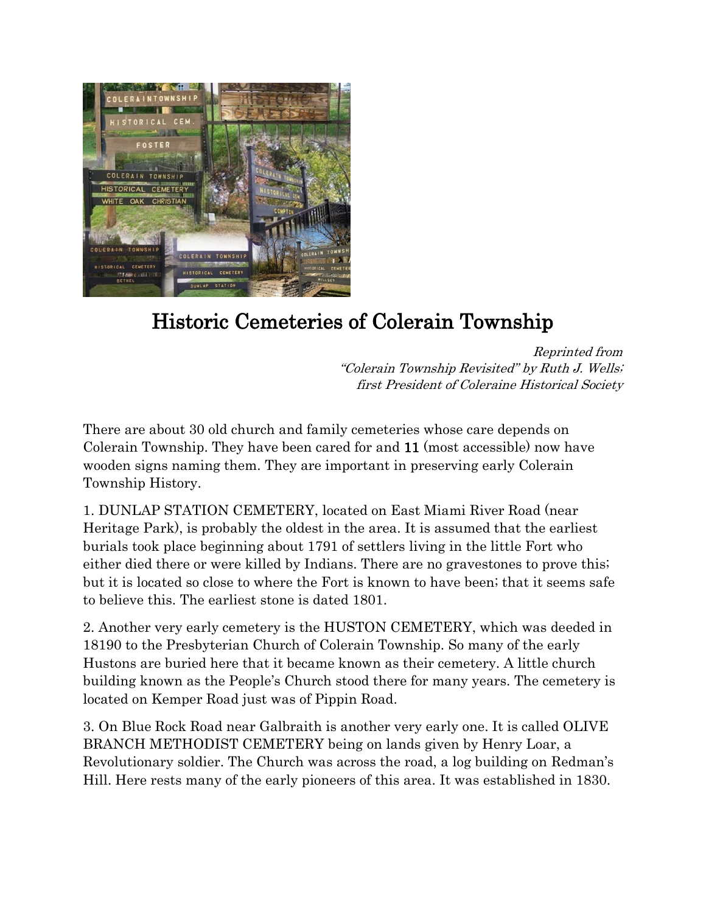# Historic Cemeteries of Colerain Township

*Reprinted from*
*"Colerain Township Revisited" by Ruth J. Wells;*
*first President of Coleraine Historical Society*

There are about 30 old church and family cemeteries whose care depends on Colerain Township. They have been cared for and 11 (most accessible) now have wooden signs naming them. They are important in preserving early Colerain Township History.

1. DUNLAP STATION CEMETERY, located on East Miami River Road (near Heritage Park), is probably the oldest in the area. It is assumed that the earliest burials took place beginning about 1791 of settlers living in the little Fort who either died there or were killed by Indians. There are no gravestones to prove this; but it is located so close to where the Fort is known to have been; that it seems safe to believe this. The earliest stone is dated 1801.

2. Another very early cemetery is the HUSTON CEMETERY, which was deeded in 18190 to the Presbyterian Church of Colerain Township. So many of the early Hustons are buried here that it became known as their cemetery. A little church building known as the People's Church stood there for many years. The cemetery is located on Kemper Road just was of Pippin Road.

3. On Blue Rock Road near Galbraith is another very early one. It is called OLIVE BRANCH METHODIST CEMETERY being on lands given by Henry Loar, a Revolutionary soldier. The Church was across the road, a log building on Redman's Hill. Here rests many of the early pioneers of this area. It was established in 1830.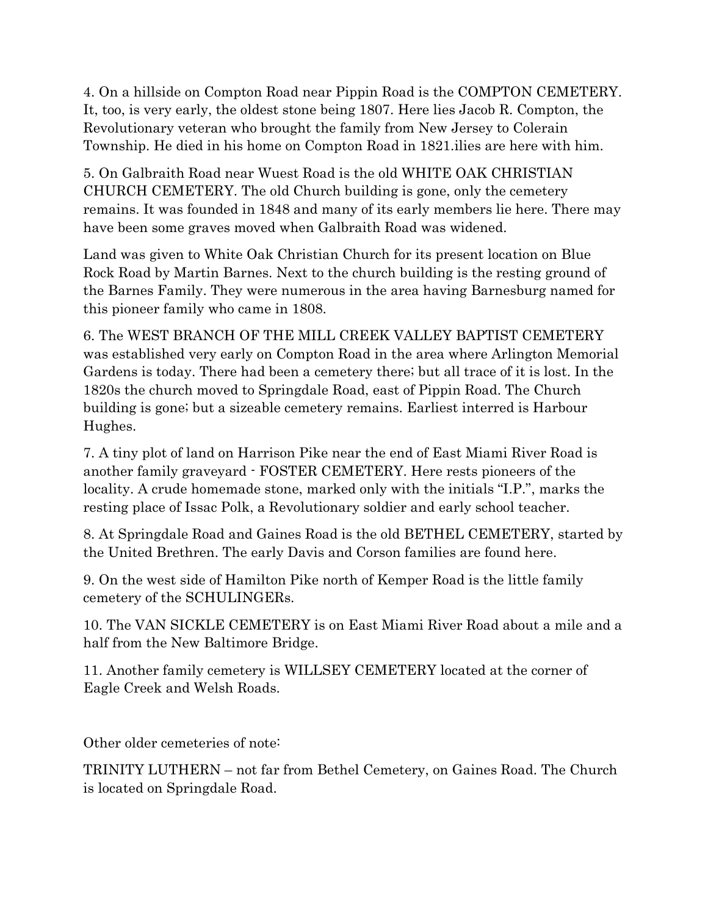4. On a hillside on Compton Road near Pippin Road is the COMPTON CEMETERY. It, too, is very early, the oldest stone being 1807. Here lies Jacob R. Compton, the Revolutionary veteran who brought the family from New Jersey to Colerain Township. He died in his home on Compton Road in 1821.ilies are here with him.

5. On Galbraith Road near Wuest Road is the old WHITE OAK CHRISTIAN CHURCH CEMETERY. The old Church building is gone, only the cemetery remains. It was founded in 1848 and many of its early members lie here. There may have been some graves moved when Galbraith Road was widened.

Land was given to White Oak Christian Church for its present location on Blue Rock Road by Martin Barnes. Next to the church building is the resting ground of the Barnes Family. They were numerous in the area having Barnesburg named for this pioneer family who came in 1808.

6. The WEST BRANCH OF THE MILL CREEK VALLEY BAPTIST CEMETERY was established very early on Compton Road in the area where Arlington Memorial Gardens is today. There had been a cemetery there; but all trace of it is lost. In the 1820s the church moved to Springdale Road, east of Pippin Road. The Church building is gone; but a sizeable cemetery remains. Earliest interred is Harbour Hughes.

7. A tiny plot of land on Harrison Pike near the end of East Miami River Road is another family graveyard - FOSTER CEMETERY. Here rests pioneers of the locality. A crude homemade stone, marked only with the initials "I.P.", marks the resting place of Issac Polk, a Revolutionary soldier and early school teacher.

8. At Springdale Road and Gaines Road is the old BETHEL CEMETERY, started by the United Brethren. The early Davis and Corson families are found here.

9. On the west side of Hamilton Pike north of Kemper Road is the little family cemetery of the SCHULINGERs.

10. The VAN SICKLE CEMETERY is on East Miami River Road about a mile and a half from the New Baltimore Bridge.

11. Another family cemetery is WILLSEY CEMETERY located at the corner of Eagle Creek and Welsh Roads.

Other older cemeteries of note:

TRINITY LUTHERN – not far from Bethel Cemetery, on Gaines Road. The Church is located on Springdale Road.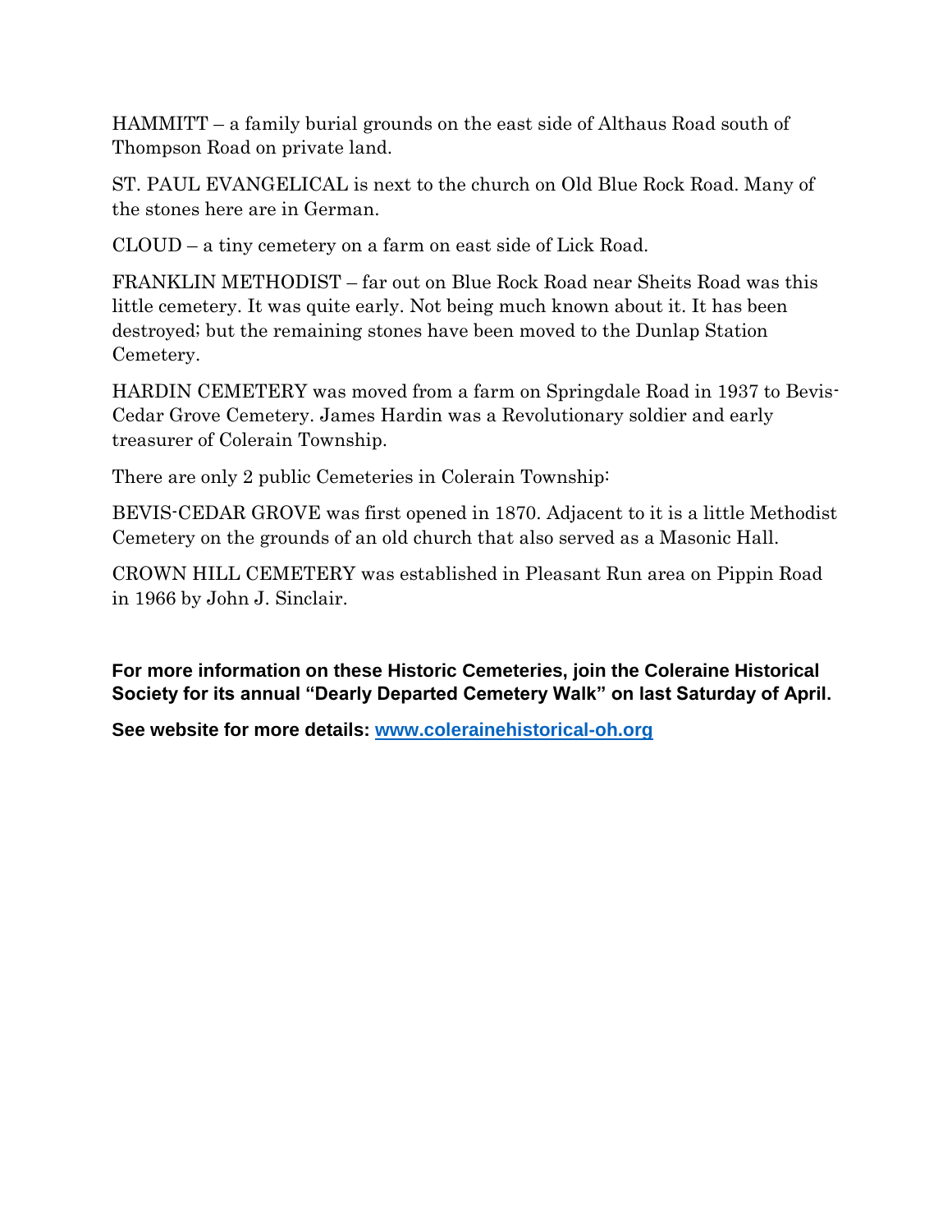HAMMITT – a family burial grounds on the east side of Althaus Road south of Thompson Road on private land.

ST. PAUL EVANGELICAL is next to the church on Old Blue Rock Road. Many of the stones here are in German.

CLOUD – a tiny cemetery on a farm on east side of Lick Road.

FRANKLIN METHODIST – far out on Blue Rock Road near Sheits Road was this little cemetery. It was quite early. Not being much known about it. It has been destroyed; but the remaining stones have been moved to the Dunlap Station Cemetery.

HARDIN CEMETERY was moved from a farm on Springdale Road in 1937 to Bevis-Cedar Grove Cemetery. James Hardin was a Revolutionary soldier and early treasurer of Colerain Township.

There are only 2 public Cemeteries in Colerain Township:

BEVIS-CEDAR GROVE was first opened in 1870. Adjacent to it is a little Methodist Cemetery on the grounds of an old church that also served as a Masonic Hall.

CROWN HILL CEMETERY was established in Pleasant Run area on Pippin Road in 1966 by John J. Sinclair.

**For more information on these Historic Cemeteries, join the Coleraine Historical Society for its annual "Dearly Departed Cemetery Walk" on last Saturday of April.**

**See website for more details: [www.colerainehistorical-oh.org](http://www.colerainehistorical-oh.org)**